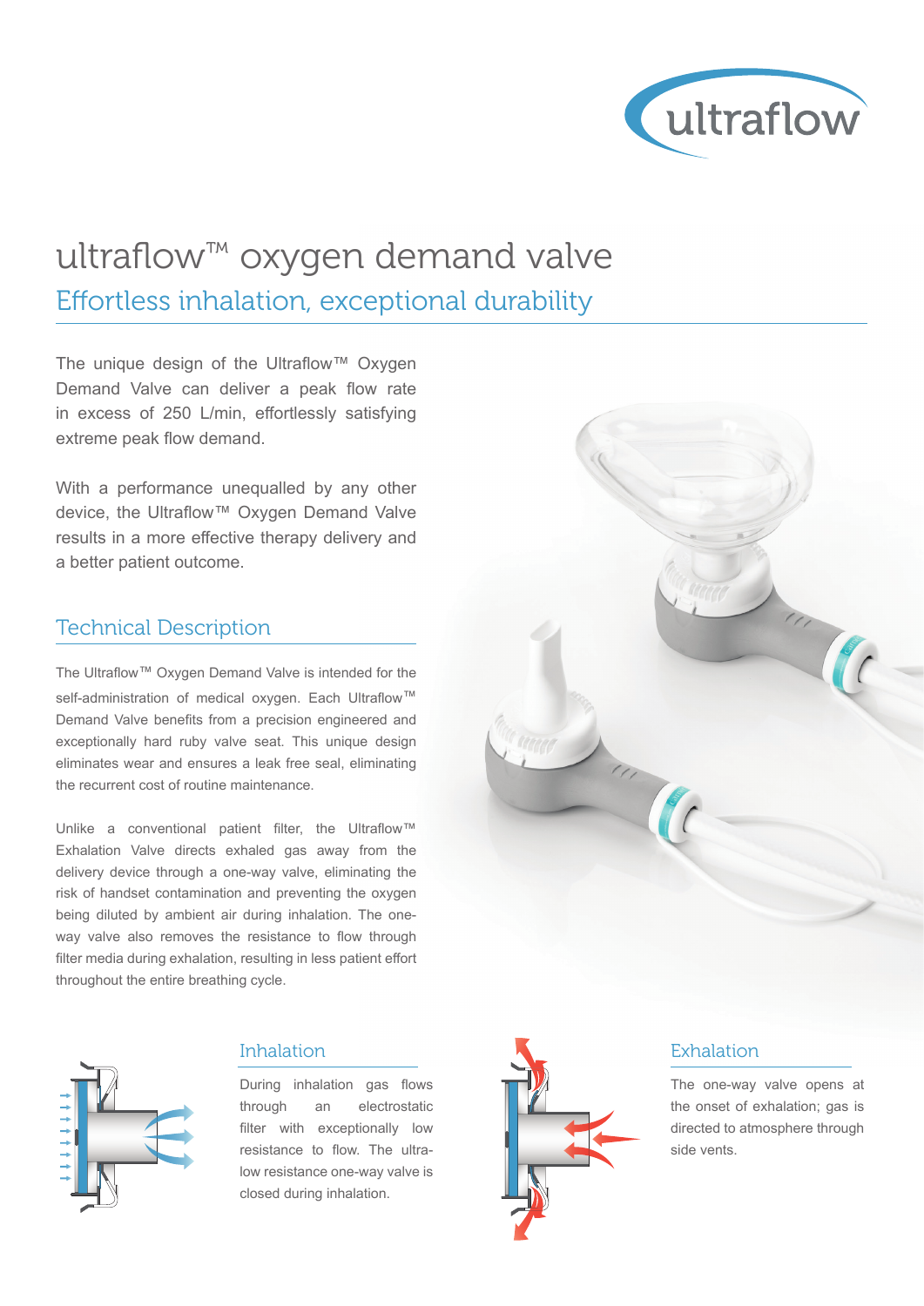# ultraflow™ oxygen demand valve

## Effortless inhalation, exceptional durability

The unique design of the Ultraflow™ Oxygen Demand Valve can deliver a peak flow rate in excess of 250 L/min, effortlessly satisfying extreme peak flow demand.

With a performance unequalled by any other device, the Ultraflow™ Oxygen Demand Valve results in a more effective therapy delivery and a better patient outcome.

## Technical Description

The Ultraflow™ Oxygen Demand Valve is intended for the self-administration of medical oxygen. Each Ultraflow™ Demand Valve benefits from a precision engineered and exceptionally hard ruby valve seat. This unique design eliminates wear and ensures a leak free seal, eliminating the recurrent cost of routine maintenance.

Unlike a conventional patient filter, the Ultraflow™ Exhalation Valve directs exhaled gas away from the delivery device through a one-way valve, eliminating the risk of handset contamination and preventing the oxygen being diluted by ambient air during inhalation. The one-way valve also removes the resistance to flow through filter media during exhalation, resulting in less patient effort throughout the entire breathing cycle.

### Inhalation

During inhalation gas flows through an electrostatic filter with exceptionally low resistance to flow. The ultra-low resistance one-way valve is closed during inhalation.

### Exhalation

The one-way valve opens at the onset of exhalation; gas is directed to atmosphere through side vents.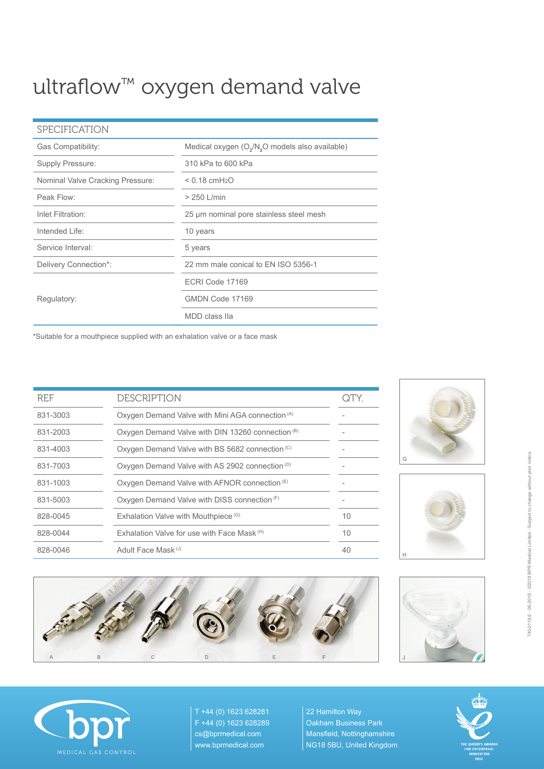# ultraflow™ oxygen demand valve

| SPECIFICATION | |
|---|---|
| Gas Compatibility: | Medical oxygen ($O_2$/$N_2O$ models also available) |
| Supply Pressure: | 310 kPa to 600 kPa |
| Nominal Valve Cracking Pressure: | < 0.18 $cmH_2O$ |
| Peak Flow: | > 250 L/min |
| Inlet Filtration: | 25 µm nominal pore stainless steel mesh |
| Intended Life: | 10 years |
| Service Interval: | 5 years |
| Delivery Connection*: | 22 mm male conical to EN ISO 5356-1 |
| Regulatory: | ECRI Code 17169 |
| | GMDN Code 17169 |
| | MDD class IIa |

*Suitable for a mouthpiece supplied with an exhalation valve or a face mask

| REF | DESCRIPTION | QTY. |
|---|---|---|
| 831-3003 | Oxygen Demand Valve with Mini AGA connection (A) | - |
| 831-2003 | Oxygen Demand Valve with DIN 13260 connection (B) | - |
| 831-4003 | Oxygen Demand Valve with BS 5682 connection (C) | - |
| 831-7003 | Oxygen Demand Valve with AS 2902 connection (D) | - |
| 831-1003 | Oxygen Demand Valve with AFNOR connection (E) | - |
| 831-5003 | Oxygen Demand Valve with DISS connection (F) | - |
| 828-0045 | Exhalation Valve with Mouthpiece (G) | 10 |
| 828-0044 | Exhalation Valve for use with Face Mask (H) | 10 |
| 828-0046 | Adult Face Mask (J) | 40 |

G

H

A B C D E F

J

740-0119.6 - 06-2018 - ©2018 BPR Medical Limited - Subject to change without prior notice

bpr MEDICAL GAS CONTROL

T +44 (0) 1623 628281
F +44 (0) 1623 628289
cs@bprmedical.com
www.bprmedical.com

22 Hamilton Way
Oakham Business Park
Mansfield, Nottinghamshire
NG18 5BU, United Kingdom

THE QUEEN'S AWARDS FOR ENTERPRISE: INNOVATION 2012